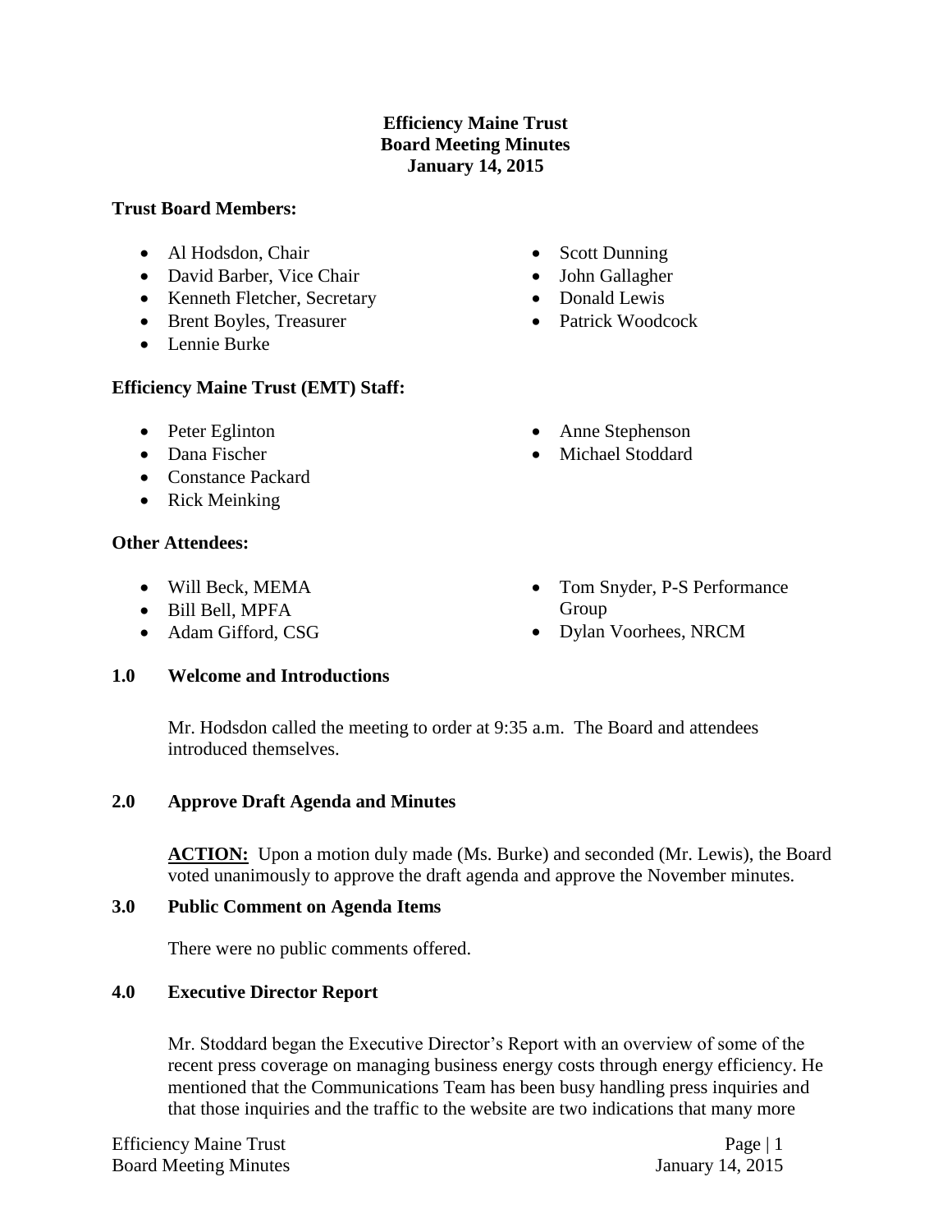# Efficiency Maine Trust
# Board Meeting Minutes
# January 14, 2015

**Trust Board Members:**

- Al Hodsdon, Chair
- David Barber, Vice Chair
- Kenneth Fletcher, Secretary
- Brent Boyles, Treasurer
- Lennie Burke
- Scott Dunning
- John Gallagher
- Donald Lewis
- Patrick Woodcock

**Efficiency Maine Trust (EMT) Staff:**

- Peter Eglinton
- Dana Fischer
- Constance Packard
- Rick Meinking
- Anne Stephenson
- Michael Stoddard

**Other Attendees:**

- Will Beck, MEMA
- Bill Bell, MPFA
- Adam Gifford, CSG
- Tom Snyder, P-S Performance Group
- Dylan Voorhees, NRCM

**1.0 Welcome and Introductions**

Mr. Hodsdon called the meeting to order at 9:35 a.m. The Board and attendees introduced themselves.

**2.0 Approve Draft Agenda and Minutes**

**ACTION:** Upon a motion duly made (Ms. Burke) and seconded (Mr. Lewis), the Board voted unanimously to approve the draft agenda and approve the November minutes.

**3.0 Public Comment on Agenda Items**

There were no public comments offered.

**4.0 Executive Director Report**

Mr. Stoddard began the Executive Director's Report with an overview of some of the recent press coverage on managing business energy costs through energy efficiency. He mentioned that the Communications Team has been busy handling press inquiries and that those inquiries and the traffic to the website are two indications that many more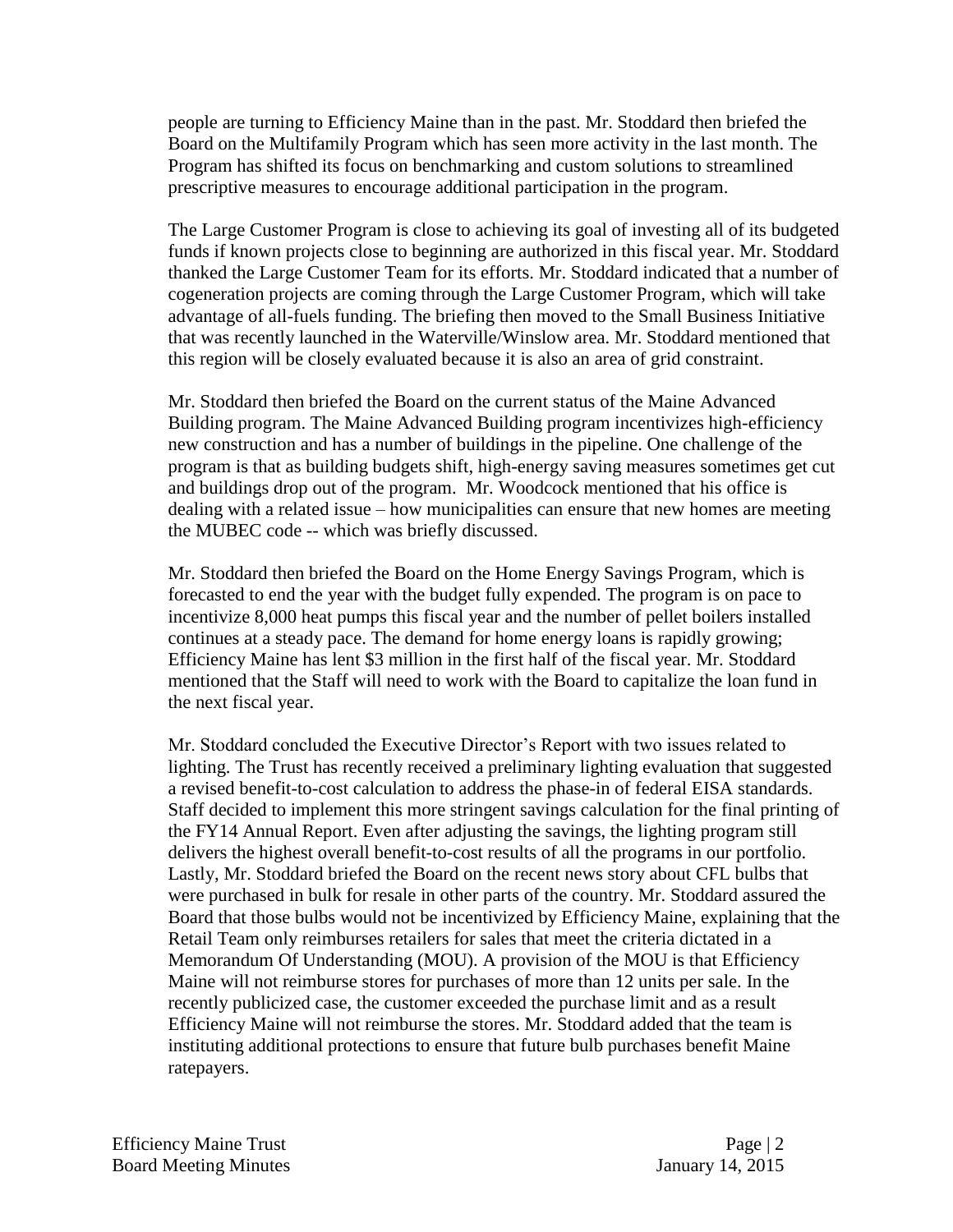people are turning to Efficiency Maine than in the past. Mr. Stoddard then briefed the Board on the Multifamily Program which has seen more activity in the last month. The Program has shifted its focus on benchmarking and custom solutions to streamlined prescriptive measures to encourage additional participation in the program.

The Large Customer Program is close to achieving its goal of investing all of its budgeted funds if known projects close to beginning are authorized in this fiscal year. Mr. Stoddard thanked the Large Customer Team for its efforts. Mr. Stoddard indicated that a number of cogeneration projects are coming through the Large Customer Program, which will take advantage of all-fuels funding. The briefing then moved to the Small Business Initiative that was recently launched in the Waterville/Winslow area. Mr. Stoddard mentioned that this region will be closely evaluated because it is also an area of grid constraint.

Mr. Stoddard then briefed the Board on the current status of the Maine Advanced Building program. The Maine Advanced Building program incentivizes high-efficiency new construction and has a number of buildings in the pipeline. One challenge of the program is that as building budgets shift, high-energy saving measures sometimes get cut and buildings drop out of the program. Mr. Woodcock mentioned that his office is dealing with a related issue – how municipalities can ensure that new homes are meeting the MUBEC code -- which was briefly discussed.

Mr. Stoddard then briefed the Board on the Home Energy Savings Program, which is forecasted to end the year with the budget fully expended. The program is on pace to incentivize 8,000 heat pumps this fiscal year and the number of pellet boilers installed continues at a steady pace. The demand for home energy loans is rapidly growing; Efficiency Maine has lent $3 million in the first half of the fiscal year. Mr. Stoddard mentioned that the Staff will need to work with the Board to capitalize the loan fund in the next fiscal year.

Mr. Stoddard concluded the Executive Director's Report with two issues related to lighting. The Trust has recently received a preliminary lighting evaluation that suggested a revised benefit-to-cost calculation to address the phase-in of federal EISA standards. Staff decided to implement this more stringent savings calculation for the final printing of the FY14 Annual Report. Even after adjusting the savings, the lighting program still delivers the highest overall benefit-to-cost results of all the programs in our portfolio. Lastly, Mr. Stoddard briefed the Board on the recent news story about CFL bulbs that were purchased in bulk for resale in other parts of the country. Mr. Stoddard assured the Board that those bulbs would not be incentivized by Efficiency Maine, explaining that the Retail Team only reimburses retailers for sales that meet the criteria dictated in a Memorandum Of Understanding (MOU). A provision of the MOU is that Efficiency Maine will not reimburse stores for purchases of more than 12 units per sale. In the recently publicized case, the customer exceeded the purchase limit and as a result Efficiency Maine will not reimburse the stores. Mr. Stoddard added that the team is instituting additional protections to ensure that future bulb purchases benefit Maine ratepayers.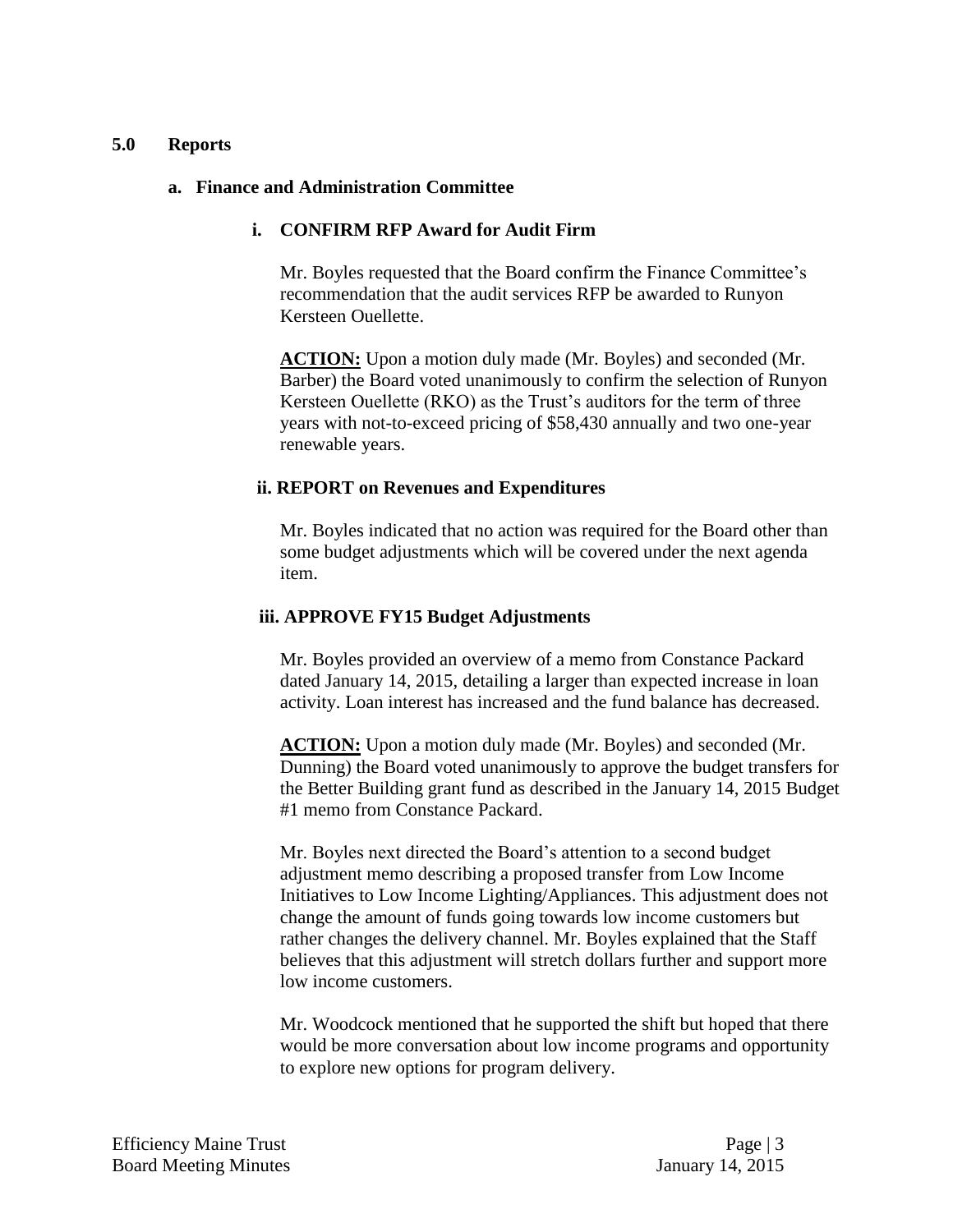## 5.0 Reports

### a. Finance and Administration Committee

#### i. CONFIRM RFP Award for Audit Firm

Mr. Boyles requested that the Board confirm the Finance Committee's recommendation that the audit services RFP be awarded to Runyon Kersteen Ouellette.

**ACTION:** Upon a motion duly made (Mr. Boyles) and seconded (Mr. Barber) the Board voted unanimously to confirm the selection of Runyon Kersteen Ouellette (RKO) as the Trust's auditors for the term of three years with not-to-exceed pricing of $58,430 annually and two one-year renewable years.

#### ii. REPORT on Revenues and Expenditures

Mr. Boyles indicated that no action was required for the Board other than some budget adjustments which will be covered under the next agenda item.

#### iii. APPROVE FY15 Budget Adjustments

Mr. Boyles provided an overview of a memo from Constance Packard dated January 14, 2015, detailing a larger than expected increase in loan activity. Loan interest has increased and the fund balance has decreased.

**ACTION:** Upon a motion duly made (Mr. Boyles) and seconded (Mr. Dunning) the Board voted unanimously to approve the budget transfers for the Better Building grant fund as described in the January 14, 2015 Budget #1 memo from Constance Packard.

Mr. Boyles next directed the Board's attention to a second budget adjustment memo describing a proposed transfer from Low Income Initiatives to Low Income Lighting/Appliances. This adjustment does not change the amount of funds going towards low income customers but rather changes the delivery channel. Mr. Boyles explained that the Staff believes that this adjustment will stretch dollars further and support more low income customers.

Mr. Woodcock mentioned that he supported the shift but hoped that there would be more conversation about low income programs and opportunity to explore new options for program delivery.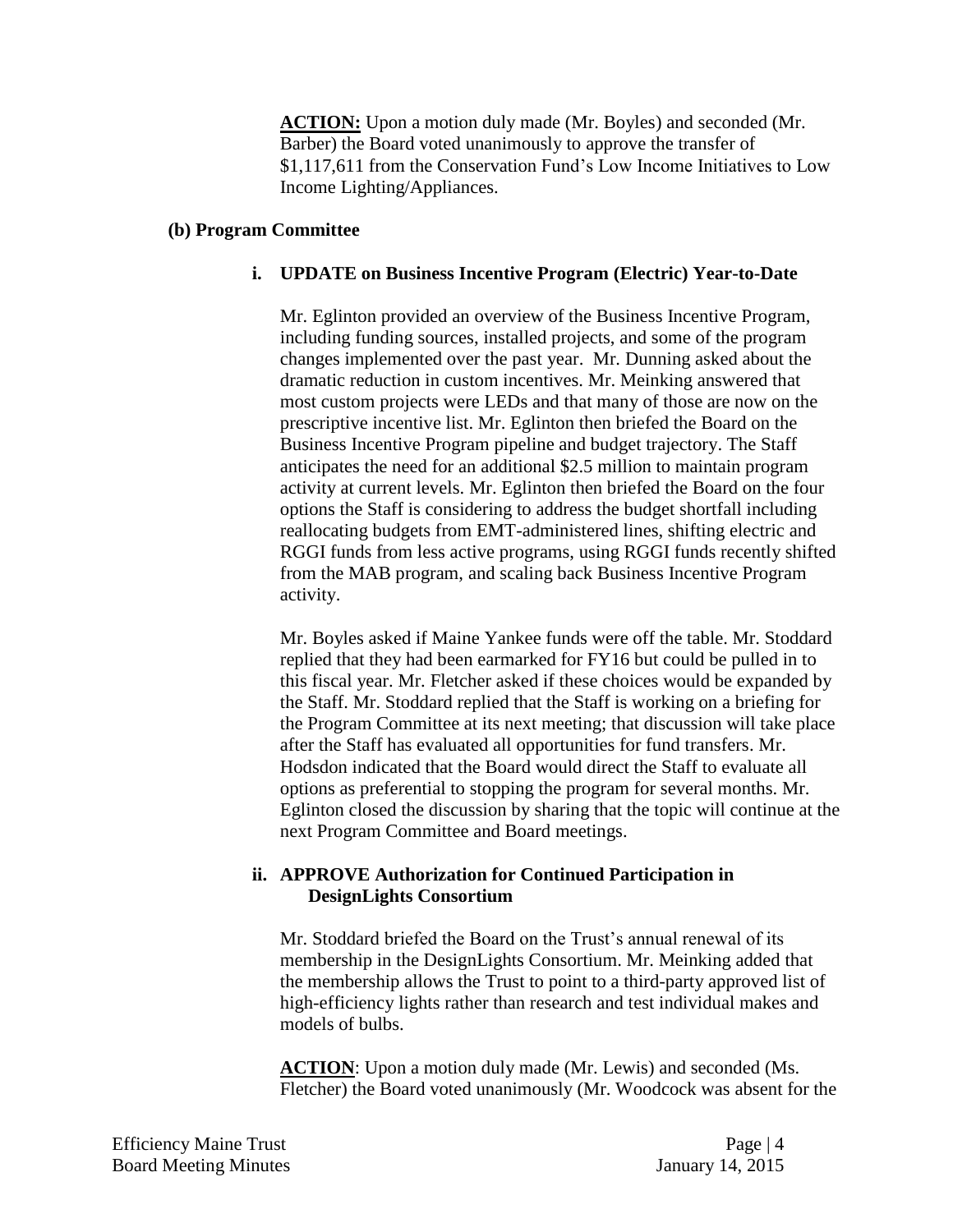**ACTION:** Upon a motion duly made (Mr. Boyles) and seconded (Mr. Barber) the Board voted unanimously to approve the transfer of $1,117,611 from the Conservation Fund's Low Income Initiatives to Low Income Lighting/Appliances.

### (b) Program Committee

#### i. UPDATE on Business Incentive Program (Electric) Year-to-Date

Mr. Eglinton provided an overview of the Business Incentive Program, including funding sources, installed projects, and some of the program changes implemented over the past year. Mr. Dunning asked about the dramatic reduction in custom incentives. Mr. Meinking answered that most custom projects were LEDs and that many of those are now on the prescriptive incentive list. Mr. Eglinton then briefed the Board on the Business Incentive Program pipeline and budget trajectory. The Staff anticipates the need for an additional $2.5 million to maintain program activity at current levels. Mr. Eglinton then briefed the Board on the four options the Staff is considering to address the budget shortfall including reallocating budgets from EMT-administered lines, shifting electric and RGGI funds from less active programs, using RGGI funds recently shifted from the MAB program, and scaling back Business Incentive Program activity.

Mr. Boyles asked if Maine Yankee funds were off the table. Mr. Stoddard replied that they had been earmarked for FY16 but could be pulled in to this fiscal year. Mr. Fletcher asked if these choices would be expanded by the Staff. Mr. Stoddard replied that the Staff is working on a briefing for the Program Committee at its next meeting; that discussion will take place after the Staff has evaluated all opportunities for fund transfers. Mr. Hodsdon indicated that the Board would direct the Staff to evaluate all options as preferential to stopping the program for several months. Mr. Eglinton closed the discussion by sharing that the topic will continue at the next Program Committee and Board meetings.

#### ii. APPROVE Authorization for Continued Participation in DesignLights Consortium

Mr. Stoddard briefed the Board on the Trust's annual renewal of its membership in the DesignLights Consortium. Mr. Meinking added that the membership allows the Trust to point to a third-party approved list of high-efficiency lights rather than research and test individual makes and models of bulbs.

**ACTION**: Upon a motion duly made (Mr. Lewis) and seconded (Ms. Fletcher) the Board voted unanimously (Mr. Woodcock was absent for the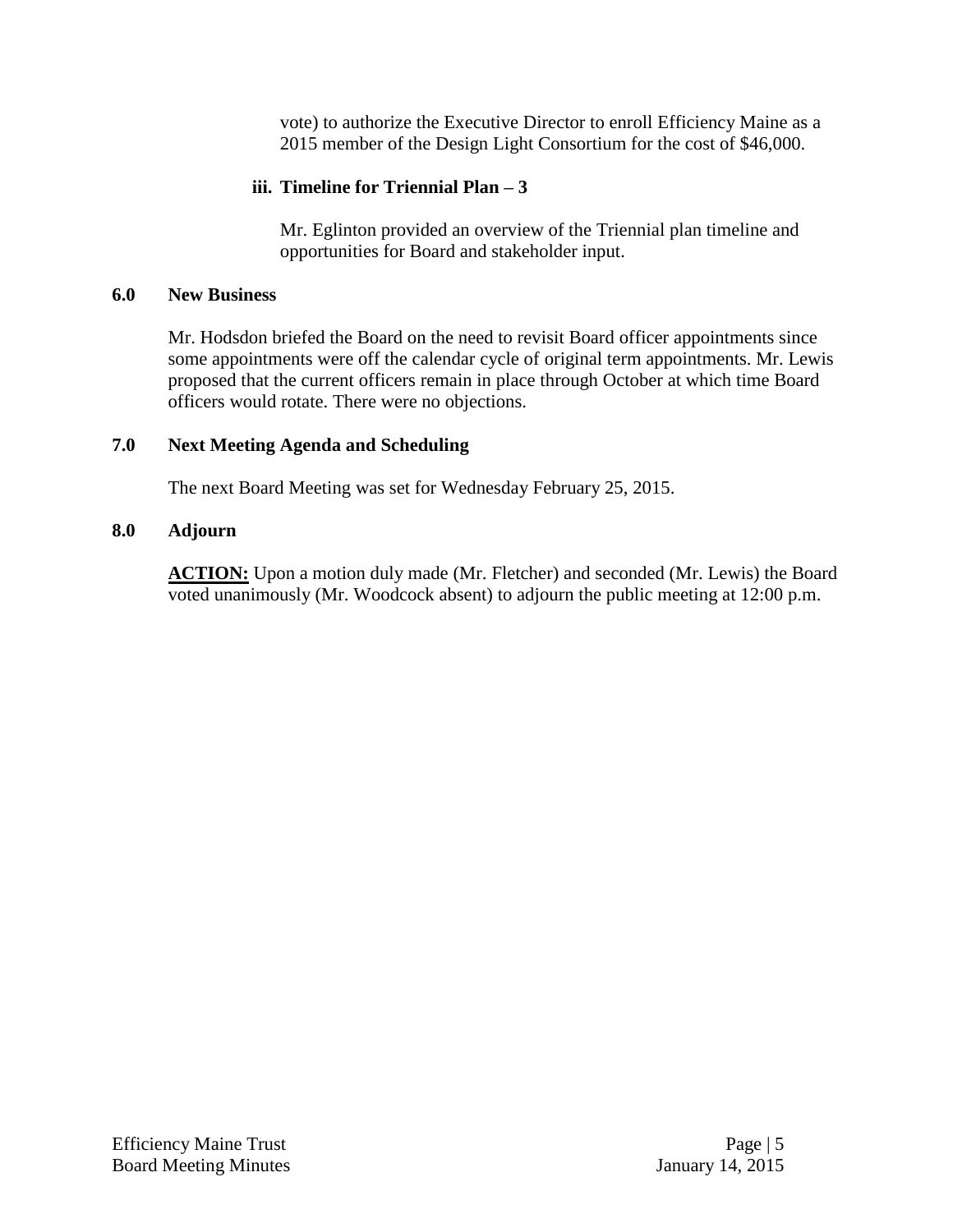vote) to authorize the Executive Director to enroll Efficiency Maine as a 2015 member of the Design Light Consortium for the cost of $46,000.

**iii. Timeline for Triennial Plan – 3**

Mr. Eglinton provided an overview of the Triennial plan timeline and opportunities for Board and stakeholder input.

## 6.0 New Business

Mr. Hodsdon briefed the Board on the need to revisit Board officer appointments since some appointments were off the calendar cycle of original term appointments. Mr. Lewis proposed that the current officers remain in place through October at which time Board officers would rotate. There were no objections.

## 7.0 Next Meeting Agenda and Scheduling

The next Board Meeting was set for Wednesday February 25, 2015.

## 8.0 Adjourn

**ACTION:** Upon a motion duly made (Mr. Fletcher) and seconded (Mr. Lewis) the Board voted unanimously (Mr. Woodcock absent) to adjourn the public meeting at 12:00 p.m.